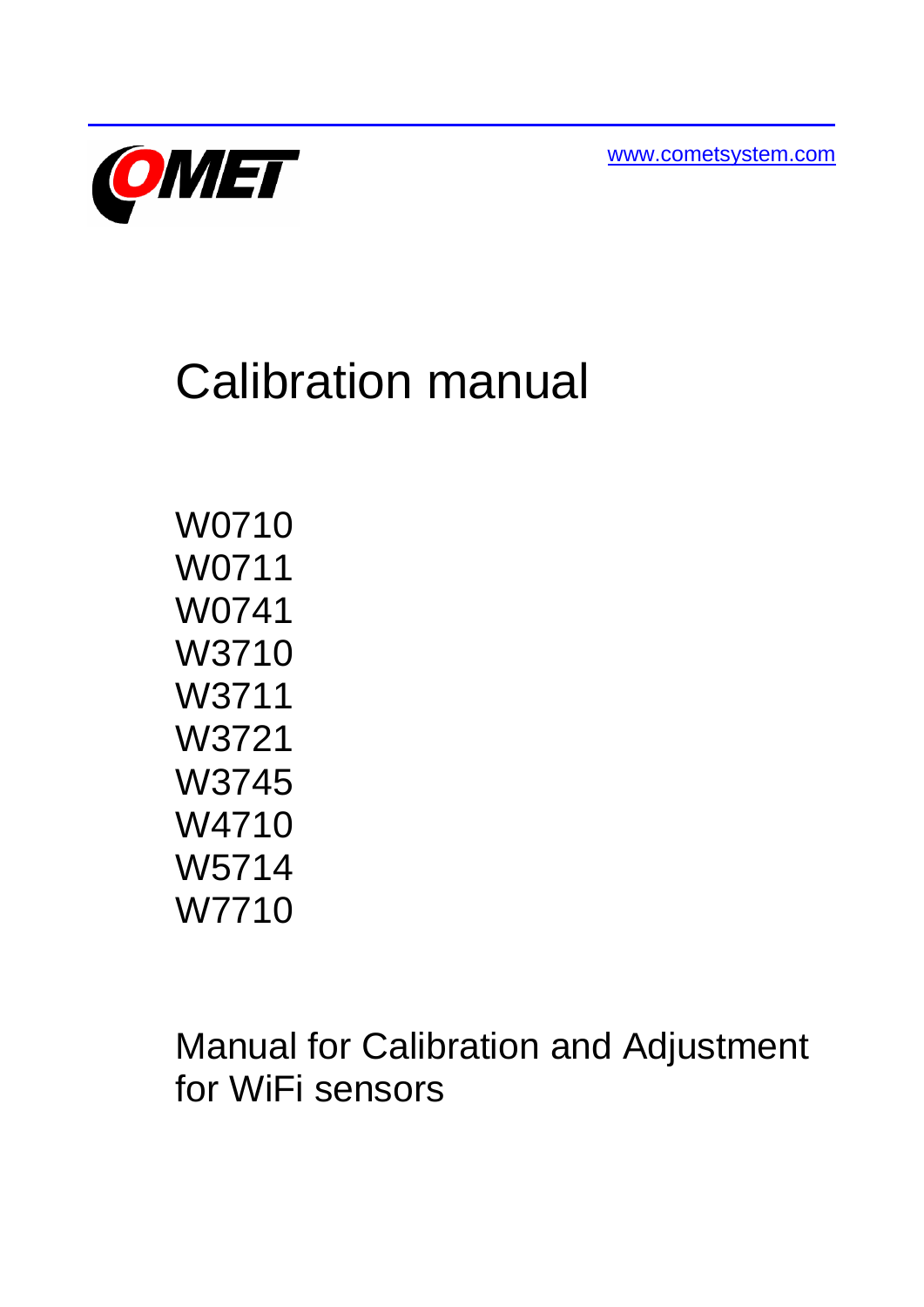www.cometsystem.com

# Calibration manual

W0710
W0711
W0741
W3710
W3711
W3721
W3745
W4710
W5714
W7710

Manual for Calibration and Adjustment for WiFi sensors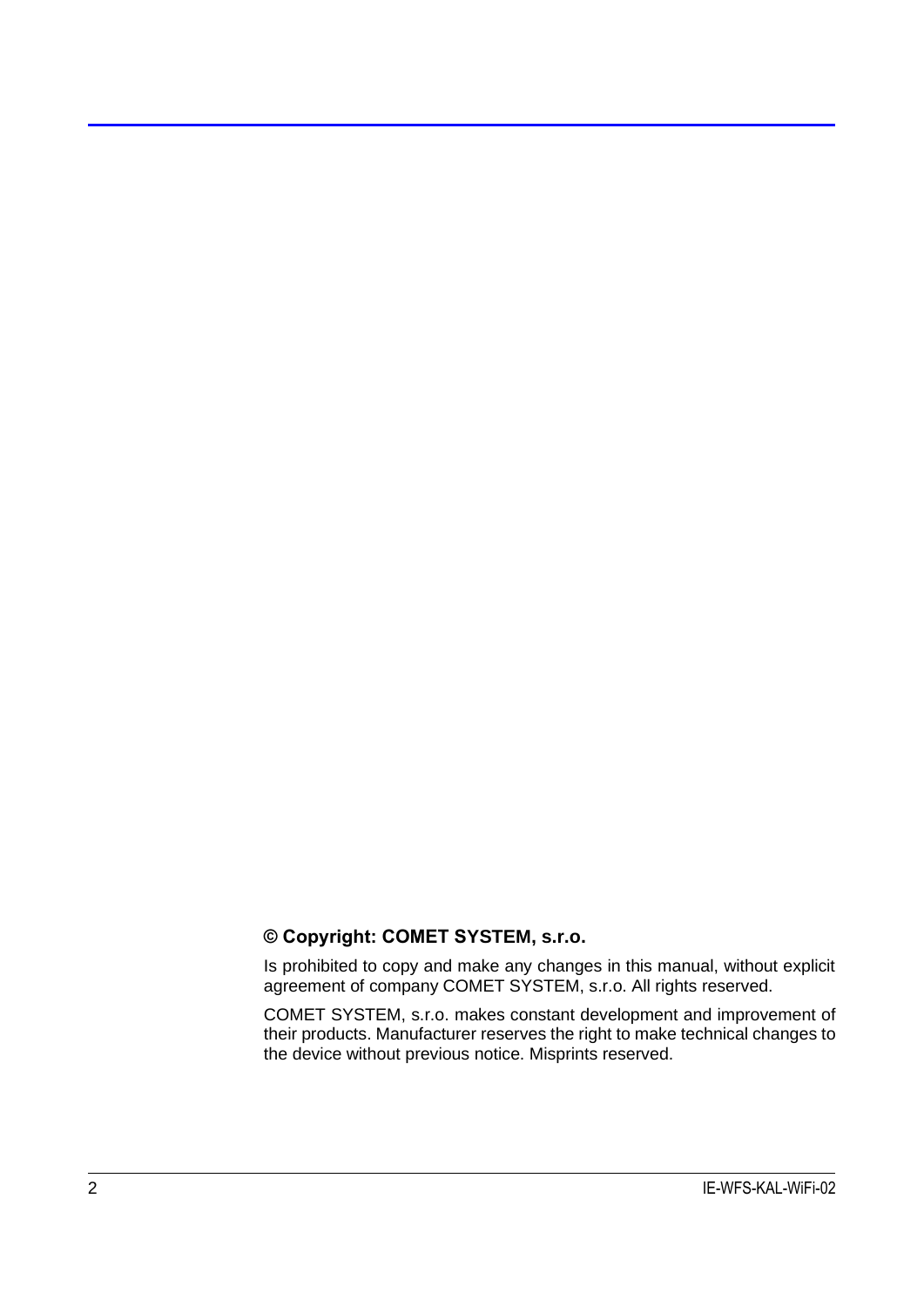**© Copyright: COMET SYSTEM, s.r.o.**

Is prohibited to copy and make any changes in this manual, without explicit agreement of company COMET SYSTEM, s.r.o. All rights reserved.

COMET SYSTEM, s.r.o. makes constant development and improvement of their products. Manufacturer reserves the right to make technical changes to the device without previous notice. Misprints reserved.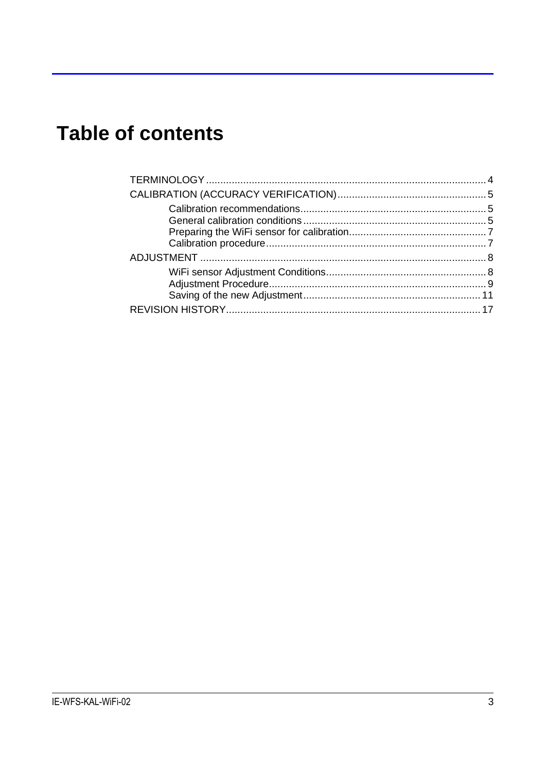# Table of contents

TERMINOLOGY ..... 4

CALIBRATION (ACCURACY VERIFICATION) ..... 5

- Calibration recommendations ..... 5
- General calibration conditions ..... 5
- Preparing the WiFi sensor for calibration ..... 7
- Calibration procedure ..... 7

ADJUSTMENT ..... 8

- WiFi sensor Adjustment Conditions ..... 8
- Adjustment Procedure ..... 9
- Saving of the new Adjustment ..... 11

REVISION HISTORY ..... 17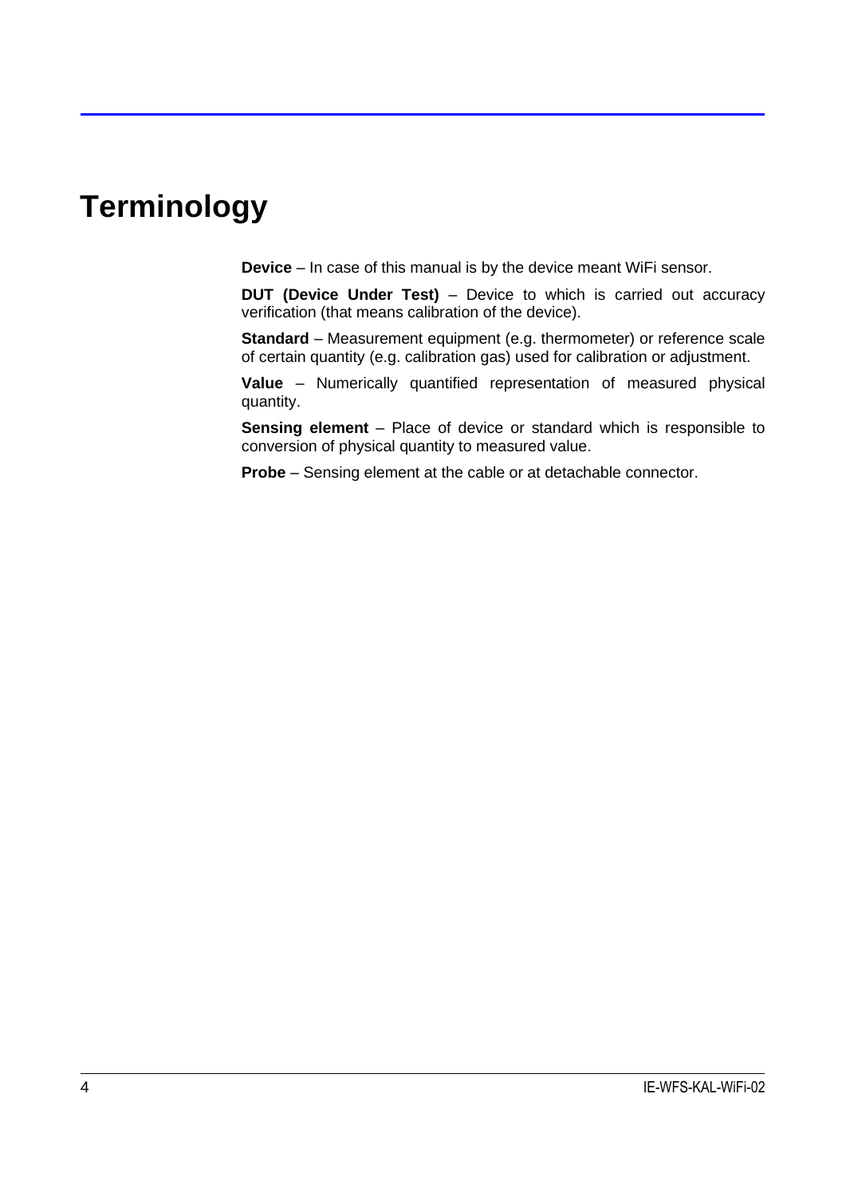# Terminology

**Device** – In case of this manual is by the device meant WiFi sensor.

**DUT (Device Under Test)** – Device to which is carried out accuracy verification (that means calibration of the device).

**Standard** – Measurement equipment (e.g. thermometer) or reference scale of certain quantity (e.g. calibration gas) used for calibration or adjustment.

**Value** – Numerically quantified representation of measured physical quantity.

**Sensing element** – Place of device or standard which is responsible to conversion of physical quantity to measured value.

**Probe** – Sensing element at the cable or at detachable connector.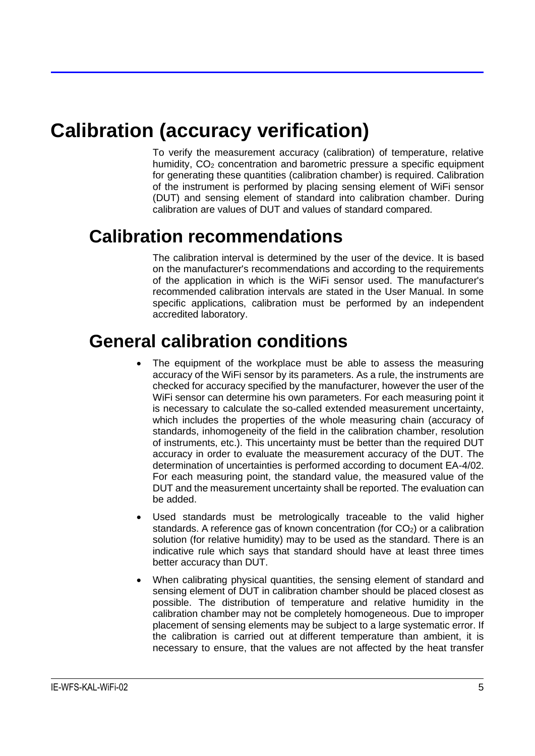# Calibration (accuracy verification)

To verify the measurement accuracy (calibration) of temperature, relative humidity, $CO_2$ concentration and barometric pressure a specific equipment for generating these quantities (calibration chamber) is required. Calibration of the instrument is performed by placing sensing element of WiFi sensor (DUT) and sensing element of standard into calibration chamber. During calibration are values of DUT and values of standard compared.

## Calibration recommendations

The calibration interval is determined by the user of the device. It is based on the manufacturer's recommendations and according to the requirements of the application in which is the WiFi sensor used. The manufacturer's recommended calibration intervals are stated in the User Manual. In some specific applications, calibration must be performed by an independent accredited laboratory.

## General calibration conditions

- The equipment of the workplace must be able to assess the measuring accuracy of the WiFi sensor by its parameters. As a rule, the instruments are checked for accuracy specified by the manufacturer, however the user of the WiFi sensor can determine his own parameters. For each measuring point it is necessary to calculate the so-called extended measurement uncertainty, which includes the properties of the whole measuring chain (accuracy of standards, inhomogeneity of the field in the calibration chamber, resolution of instruments, etc.). This uncertainty must be better than the required DUT accuracy in order to evaluate the measurement accuracy of the DUT. The determination of uncertainties is performed according to document EA-4/02. For each measuring point, the standard value, the measured value of the DUT and the measurement uncertainty shall be reported. The evaluation can be added.
- Used standards must be metrologically traceable to the valid higher standards. A reference gas of known concentration (for $CO_2$) or a calibration solution (for relative humidity) may to be used as the standard. There is an indicative rule which says that standard should have at least three times better accuracy than DUT.
- When calibrating physical quantities, the sensing element of standard and sensing element of DUT in calibration chamber should be placed closest as possible. The distribution of temperature and relative humidity in the calibration chamber may not be completely homogeneous. Due to improper placement of sensing elements may be subject to a large systematic error. If the calibration is carried out at different temperature than ambient, it is necessary to ensure, that the values are not affected by the heat transfer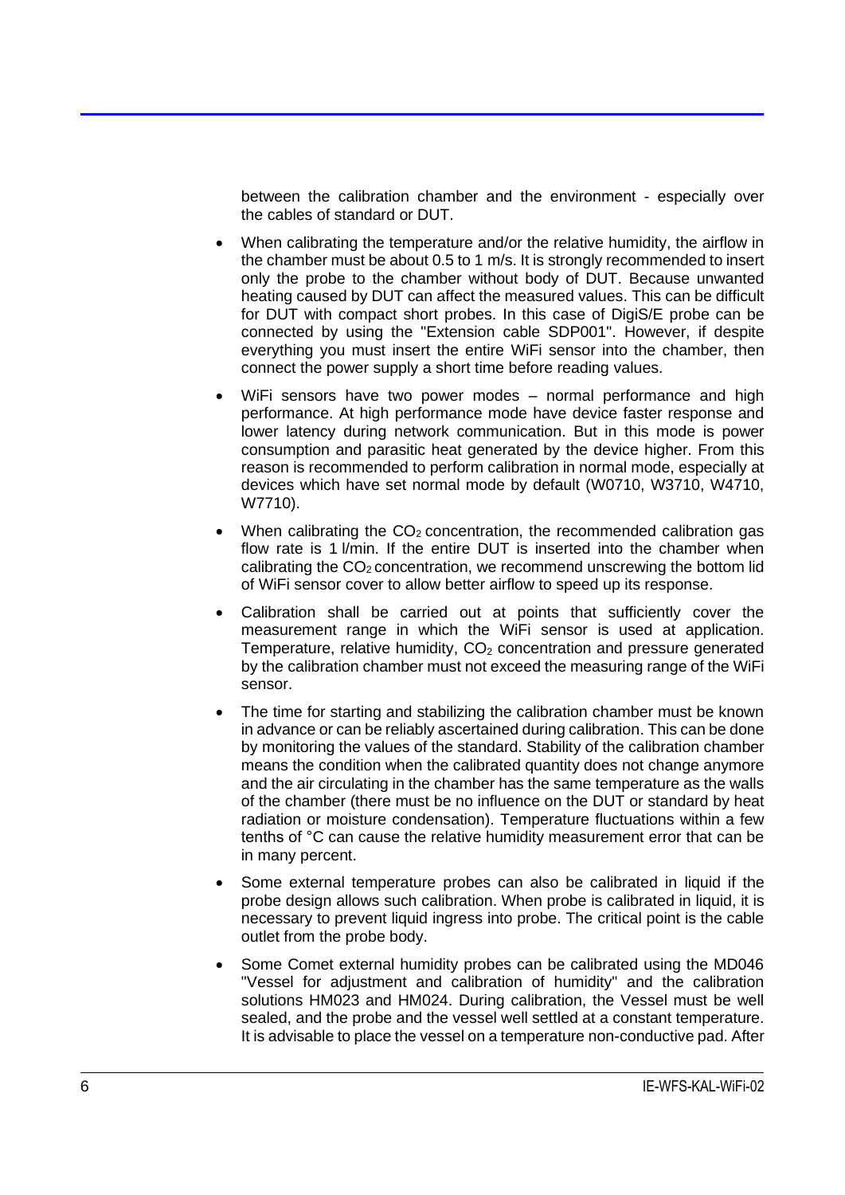between the calibration chamber and the environment - especially over the cables of standard or DUT.

- When calibrating the temperature and/or the relative humidity, the airflow in the chamber must be about 0.5 to 1 m/s. It is strongly recommended to insert only the probe to the chamber without body of DUT. Because unwanted heating caused by DUT can affect the measured values. This can be difficult for DUT with compact short probes. In this case of DigiS/E probe can be connected by using the "Extension cable SDP001". However, if despite everything you must insert the entire WiFi sensor into the chamber, then connect the power supply a short time before reading values.
- WiFi sensors have two power modes – normal performance and high performance. At high performance mode have device faster response and lower latency during network communication. But in this mode is power consumption and parasitic heat generated by the device higher. From this reason is recommended to perform calibration in normal mode, especially at devices which have set normal mode by default (W0710, W3710, W4710, W7710).
- When calibrating the $CO_2$ concentration, the recommended calibration gas flow rate is 1 l/min. If the entire DUT is inserted into the chamber when calibrating the $CO_2$ concentration, we recommend unscrewing the bottom lid of WiFi sensor cover to allow better airflow to speed up its response.
- Calibration shall be carried out at points that sufficiently cover the measurement range in which the WiFi sensor is used at application. Temperature, relative humidity, $CO_2$ concentration and pressure generated by the calibration chamber must not exceed the measuring range of the WiFi sensor.
- The time for starting and stabilizing the calibration chamber must be known in advance or can be reliably ascertained during calibration. This can be done by monitoring the values of the standard. Stability of the calibration chamber means the condition when the calibrated quantity does not change anymore and the air circulating in the chamber has the same temperature as the walls of the chamber (there must be no influence on the DUT or standard by heat radiation or moisture condensation). Temperature fluctuations within a few tenths of °C can cause the relative humidity measurement error that can be in many percent.
- Some external temperature probes can also be calibrated in liquid if the probe design allows such calibration. When probe is calibrated in liquid, it is necessary to prevent liquid ingress into probe. The critical point is the cable outlet from the probe body.
- Some Comet external humidity probes can be calibrated using the MD046 "Vessel for adjustment and calibration of humidity" and the calibration solutions HM023 and HM024. During calibration, the Vessel must be well sealed, and the probe and the vessel well settled at a constant temperature. It is advisable to place the vessel on a temperature non-conductive pad. After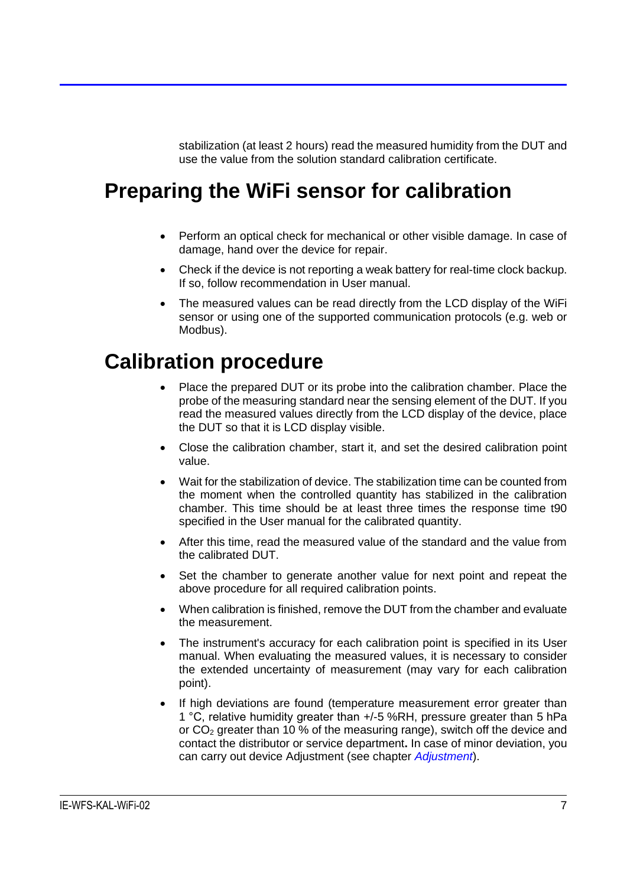stabilization (at least 2 hours) read the measured humidity from the DUT and use the value from the solution standard calibration certificate.

# Preparing the WiFi sensor for calibration

- Perform an optical check for mechanical or other visible damage. In case of damage, hand over the device for repair.
- Check if the device is not reporting a weak battery for real-time clock backup. If so, follow recommendation in User manual.
- The measured values can be read directly from the LCD display of the WiFi sensor or using one of the supported communication protocols (e.g. web or Modbus).

# Calibration procedure

- Place the prepared DUT or its probe into the calibration chamber. Place the probe of the measuring standard near the sensing element of the DUT. If you read the measured values directly from the LCD display of the device, place the DUT so that it is LCD display visible.
- Close the calibration chamber, start it, and set the desired calibration point value.
- Wait for the stabilization of device. The stabilization time can be counted from the moment when the controlled quantity has stabilized in the calibration chamber. This time should be at least three times the response time t90 specified in the User manual for the calibrated quantity.
- After this time, read the measured value of the standard and the value from the calibrated DUT.
- Set the chamber to generate another value for next point and repeat the above procedure for all required calibration points.
- When calibration is finished, remove the DUT from the chamber and evaluate the measurement.
- The instrument's accuracy for each calibration point is specified in its User manual. When evaluating the measured values, it is necessary to consider the extended uncertainty of measurement (may vary for each calibration point).
- If high deviations are found (temperature measurement error greater than 1 °C, relative humidity greater than +/-5 %RH, pressure greater than 5 hPa or $CO_2$ greater than 10 % of the measuring range), switch off the device and contact the distributor or service department**.** In case of minor deviation, you can carry out device Adjustment (see chapter *Adjustment*).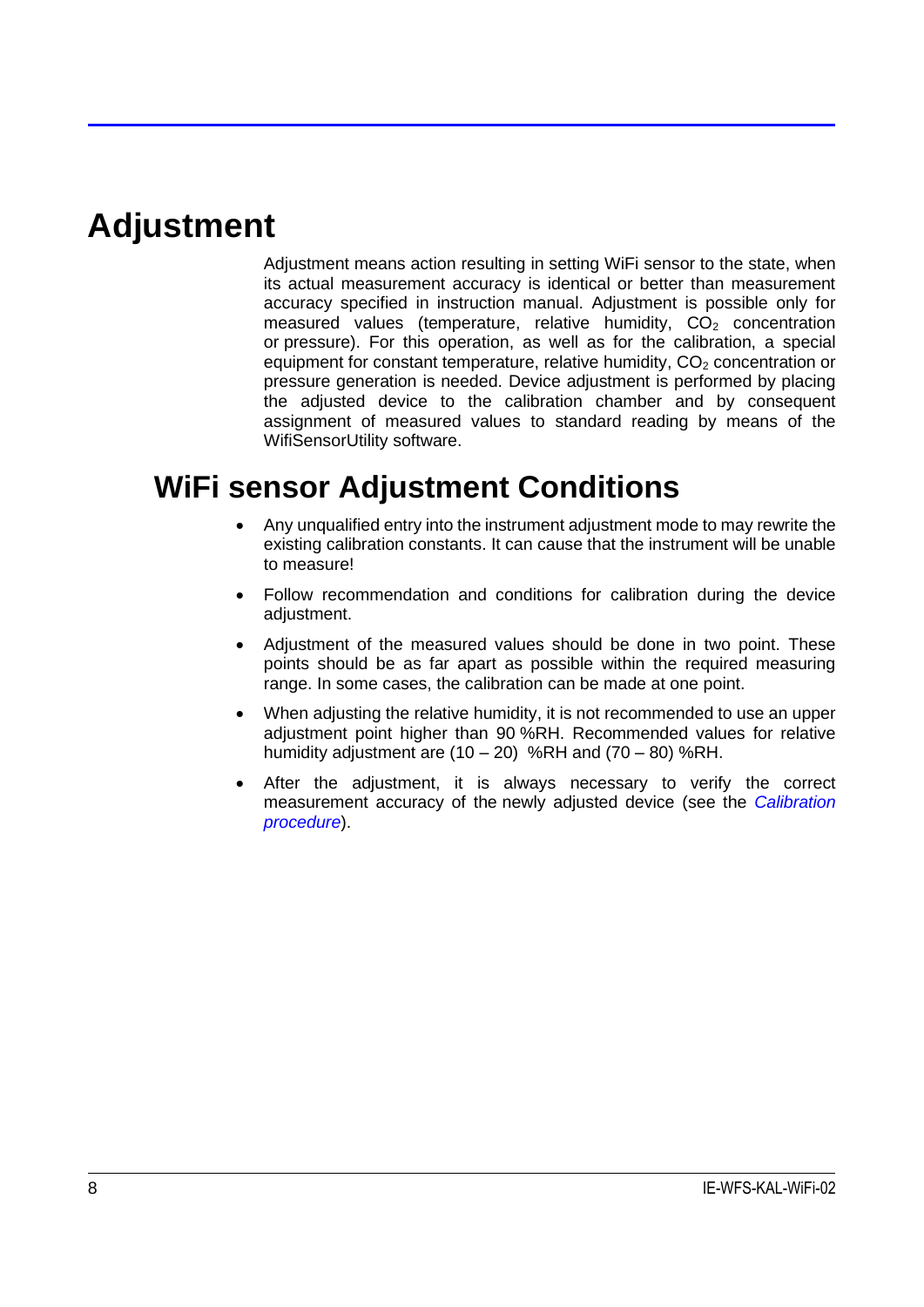# Adjustment

Adjustment means action resulting in setting WiFi sensor to the state, when its actual measurement accuracy is identical or better than measurement accuracy specified in instruction manual. Adjustment is possible only for measured values (temperature, relative humidity, $CO_2$ concentration or pressure). For this operation, as well as for the calibration, a special equipment for constant temperature, relative humidity, $CO_2$ concentration or pressure generation is needed. Device adjustment is performed by placing the adjusted device to the calibration chamber and by consequent assignment of measured values to standard reading by means of the WifiSensorUtility software.

## WiFi sensor Adjustment Conditions

- Any unqualified entry into the instrument adjustment mode to may rewrite the existing calibration constants. It can cause that the instrument will be unable to measure!
- Follow recommendation and conditions for calibration during the device adjustment.
- Adjustment of the measured values should be done in two point. These points should be as far apart as possible within the required measuring range. In some cases, the calibration can be made at one point.
- When adjusting the relative humidity, it is not recommended to use an upper adjustment point higher than 90 %RH. Recommended values for relative humidity adjustment are (10 – 20) %RH and (70 – 80) %RH.
- After the adjustment, it is always necessary to verify the correct measurement accuracy of the newly adjusted device (see the *Calibration procedure*).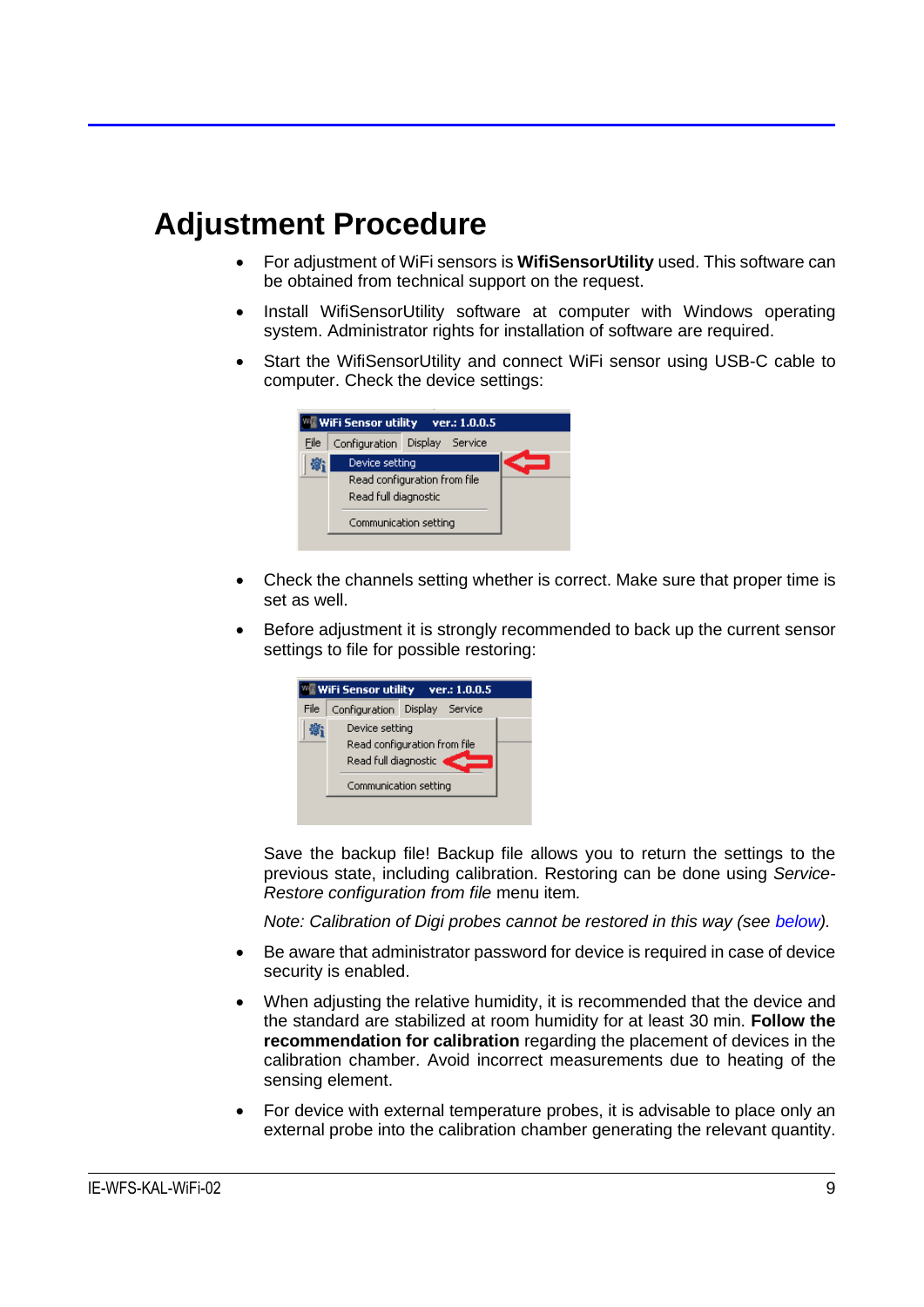# Adjustment Procedure

- For adjustment of WiFi sensors is **WifiSensorUtility** used. This software can be obtained from technical support on the request.
- Install WifiSensorUtility software at computer with Windows operating system. Administrator rights for installation of software are required.
- Start the WifiSensorUtility and connect WiFi sensor using USB-C cable to computer. Check the device settings:
- Check the channels setting whether is correct. Make sure that proper time is set as well.
- Before adjustment it is strongly recommended to back up the current sensor settings to file for possible restoring:

  Save the backup file! Backup file allows you to return the settings to the previous state, including calibration. Restoring can be done using *Service-Restore configuration from file* menu item.

  *Note: Calibration of Digi probes cannot be restored in this way (see below).*

- Be aware that administrator password for device is required in case of device security is enabled.
- When adjusting the relative humidity, it is recommended that the device and the standard are stabilized at room humidity for at least 30 min. **Follow the recommendation for calibration** regarding the placement of devices in the calibration chamber. Avoid incorrect measurements due to heating of the sensing element.
- For device with external temperature probes, it is advisable to place only an external probe into the calibration chamber generating the relevant quantity.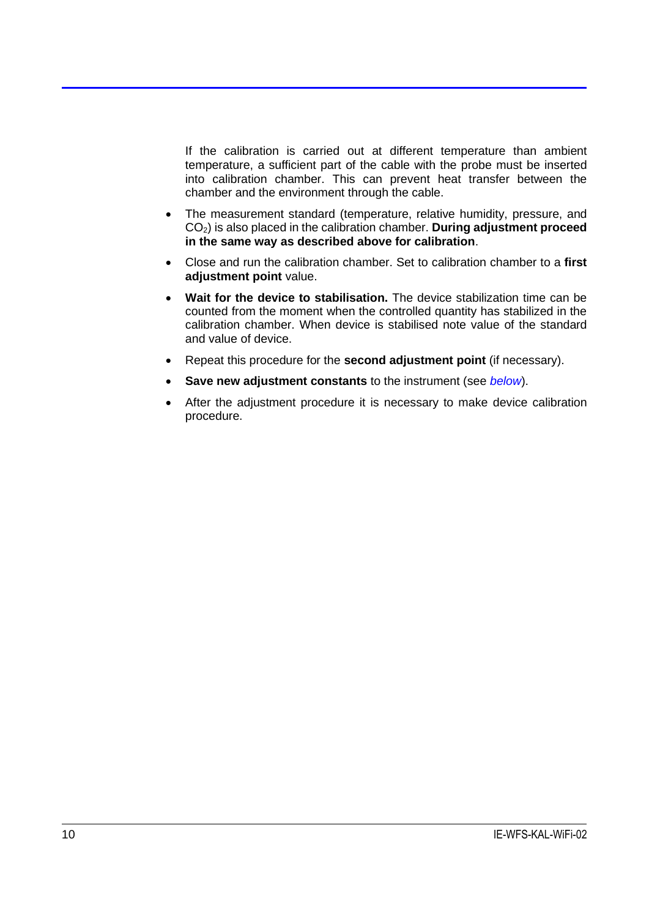If the calibration is carried out at different temperature than ambient temperature, a sufficient part of the cable with the probe must be inserted into calibration chamber. This can prevent heat transfer between the chamber and the environment through the cable.

- The measurement standard (temperature, relative humidity, pressure, and $CO_2$) is also placed in the calibration chamber. **During adjustment proceed in the same way as described above for calibration**.
- Close and run the calibration chamber. Set to calibration chamber to a **first adjustment point** value.
- **Wait for the device to stabilisation.** The device stabilization time can be counted from the moment when the controlled quantity has stabilized in the calibration chamber. When device is stabilised note value of the standard and value of device.
- Repeat this procedure for the **second adjustment point** (if necessary).
- **Save new adjustment constants** to the instrument (see *below*).
- After the adjustment procedure it is necessary to make device calibration procedure.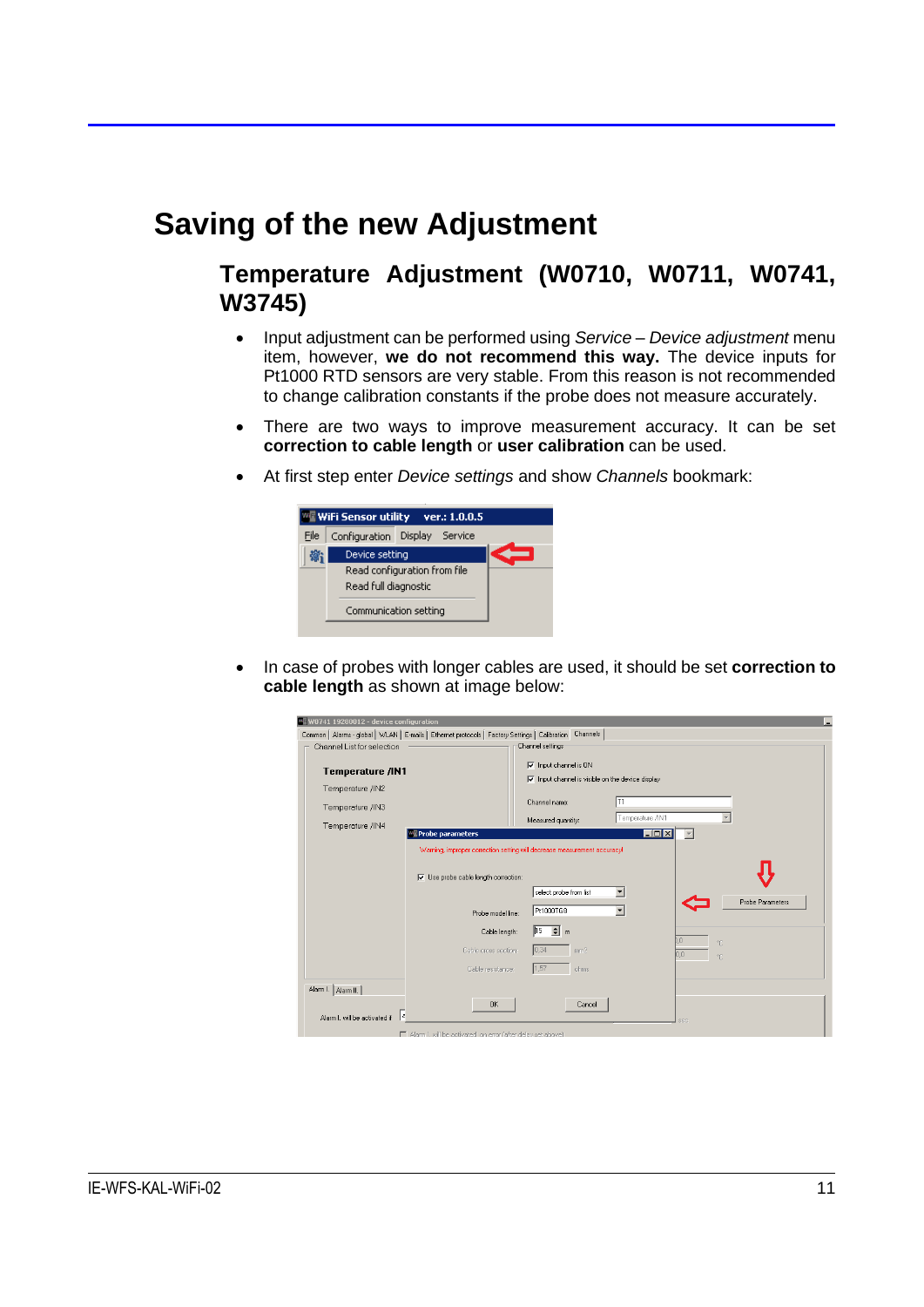# Saving of the new Adjustment

## Temperature Adjustment (W0710, W0711, W0741, W3745)

- Input adjustment can be performed using *Service – Device adjustment* menu item, however, **we do not recommend this way.** The device inputs for Pt1000 RTD sensors are very stable. From this reason is not recommended to change calibration constants if the probe does not measure accurately.
- There are two ways to improve measurement accuracy. It can be set **correction to cable length** or **user calibration** can be used.
- At first step enter *Device settings* and show *Channels* bookmark:
- In case of probes with longer cables are used, it should be set **correction to cable length** as shown at image below: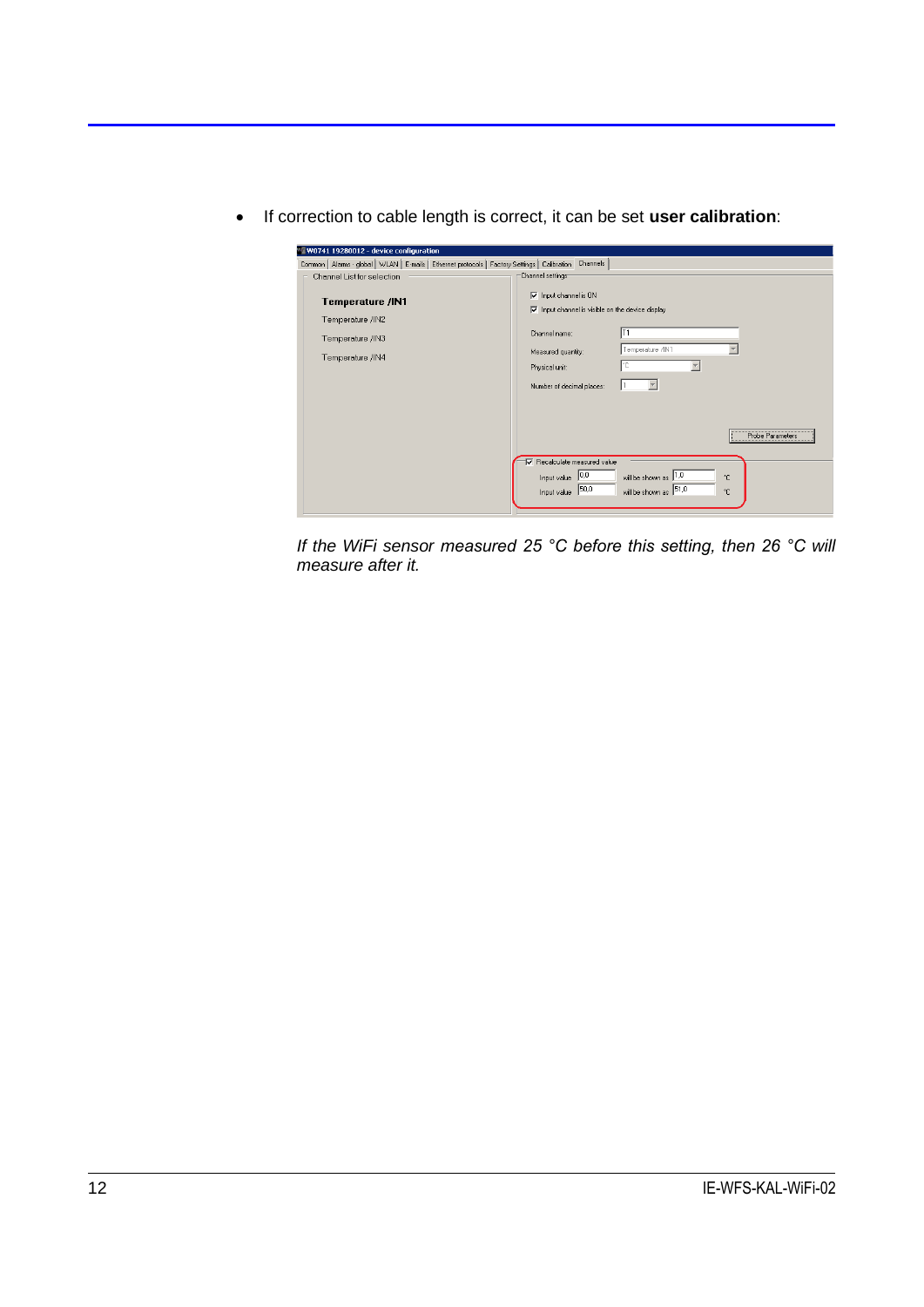- If correction to cable length is correct, it can be set **user calibration**:

*If the WiFi sensor measured 25 °C before this setting, then 26 °C will measure after it.*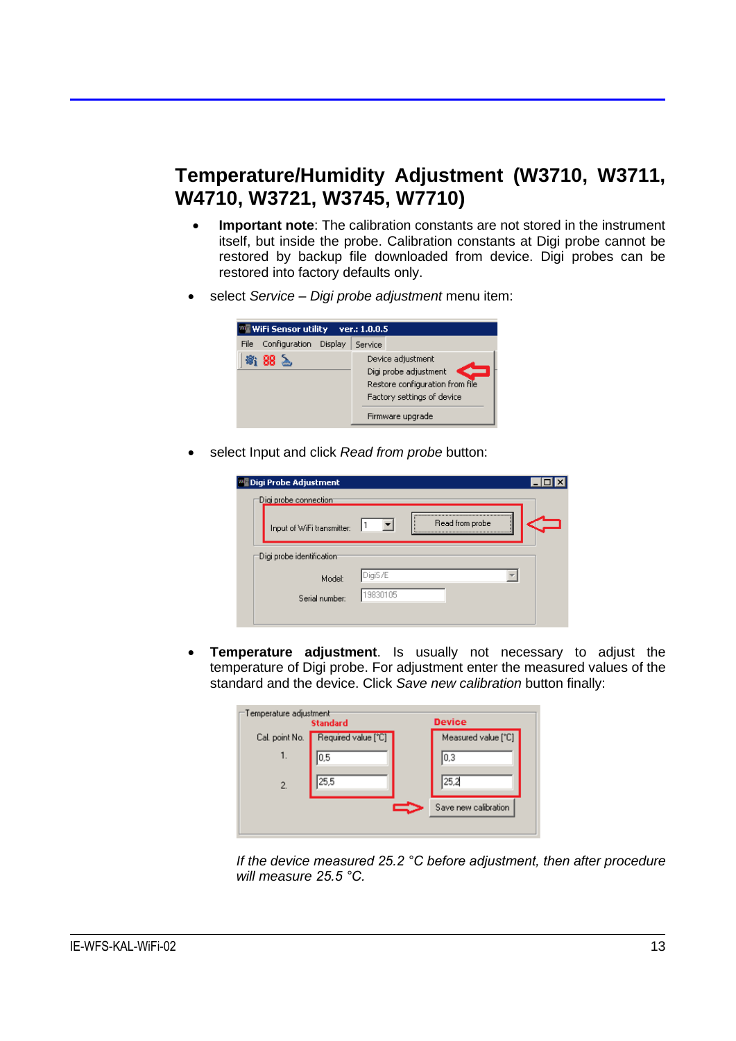## Temperature/Humidity Adjustment (W3710, W3711, W4710, W3721, W3745, W7710)

- **Important note**: The calibration constants are not stored in the instrument itself, but inside the probe. Calibration constants at Digi probe cannot be restored by backup file downloaded from device. Digi probes can be restored into factory defaults only.

- select *Service – Digi probe adjustment* menu item:

- select Input and click *Read from probe* button:

- **Temperature adjustment**. Is usually not necessary to adjust the temperature of Digi probe. For adjustment enter the measured values of the standard and the device. Click *Save new calibration* button finally:

*If the device measured 25.2 °C before adjustment, then after procedure will measure 25.5 °C.*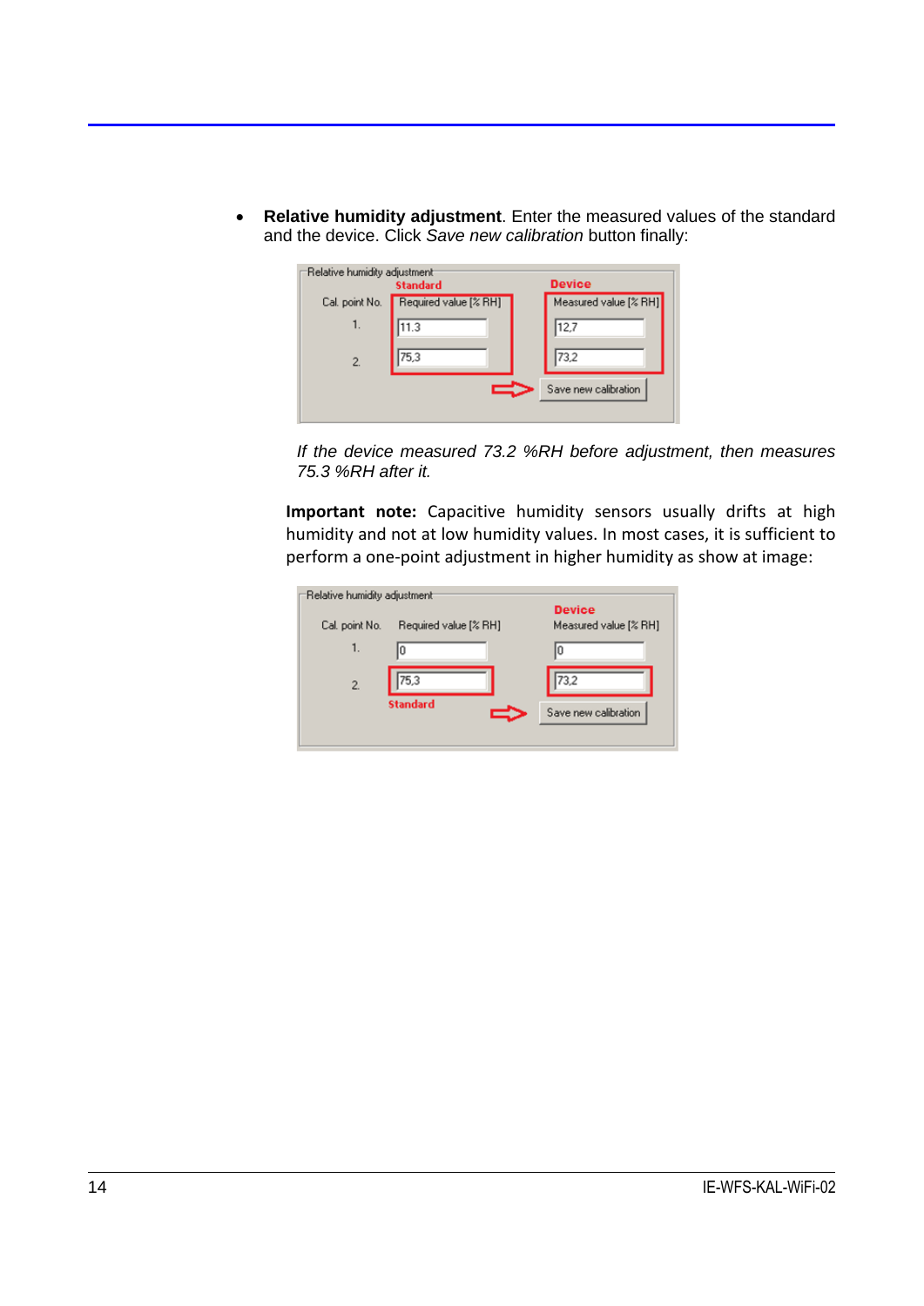- **Relative humidity adjustment**. Enter the measured values of the standard and the device. Click *Save new calibration* button finally:

Relative humidity adjustment

| Cal. point No. | Standard: Required value [% RH] | Device: Measured value [% RH] |
|---|---|---|
| 1. | 11.3 | 12,7 |
| 2. | 75,3 | 73,2 |

Save new calibration

*If the device measured 73.2 %RH before adjustment, then measures 75.3 %RH after it.*

**Important note:** Capacitive humidity sensors usually drifts at high humidity and not at low humidity values. In most cases, it is sufficient to perform a one-point adjustment in higher humidity as show at image:

Relative humidity adjustment

| Cal. point No. | Required value [% RH] | Device: Measured value [% RH] |
|---|---|---|
| 1. | 0 | 0 |
| 2. | 75,3 (Standard) | 73,2 |

Save new calibration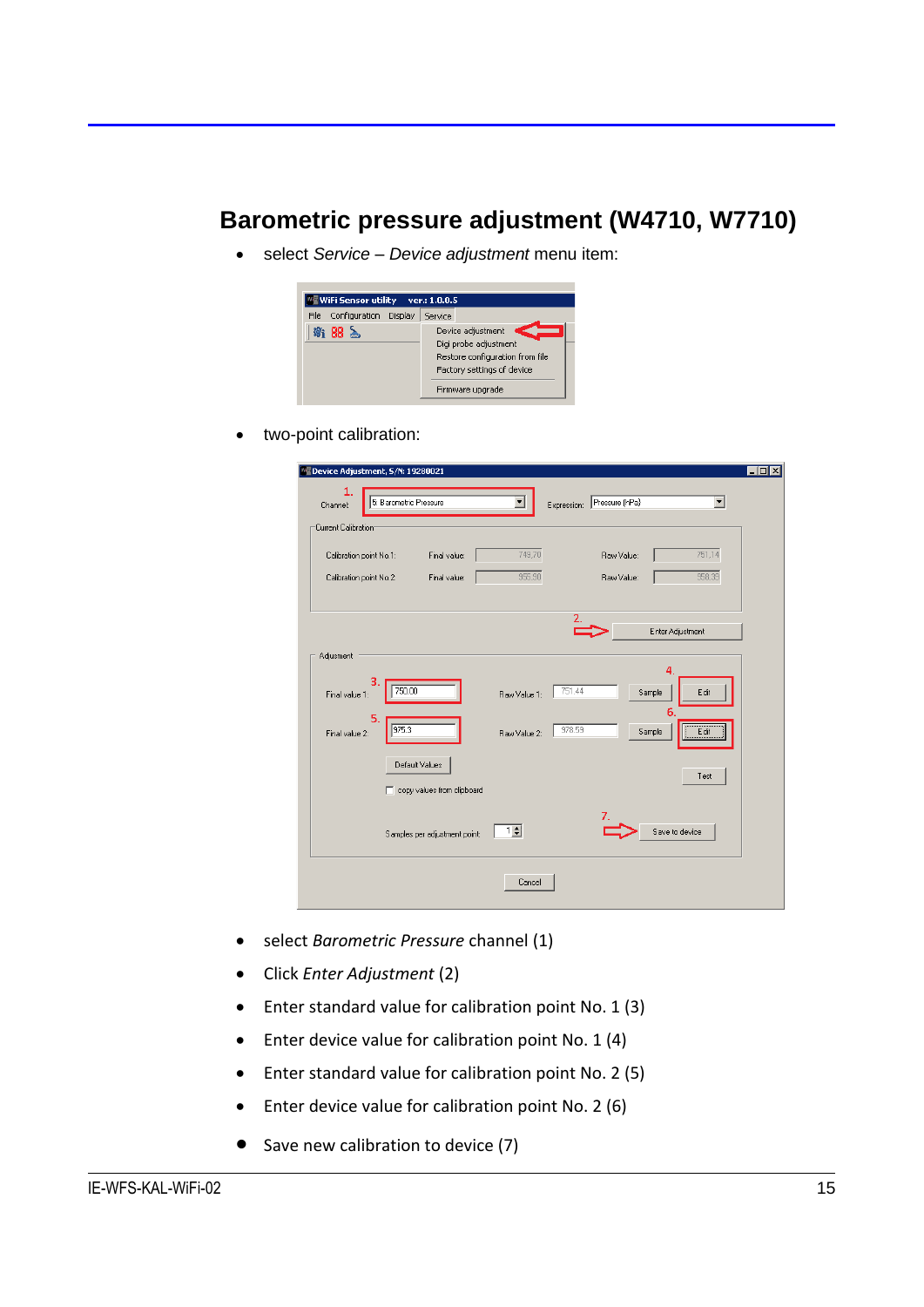## Barometric pressure adjustment (W4710, W7710)

- select *Service – Device adjustment* menu item:

- two-point calibration:

- select *Barometric Pressure* channel (1)
- Click *Enter Adjustment* (2)
- Enter standard value for calibration point No. 1 (3)
- Enter device value for calibration point No. 1 (4)
- Enter standard value for calibration point No. 2 (5)
- Enter device value for calibration point No. 2 (6)
- Save new calibration to device (7)

IE-WFS-KAL-WiFi-02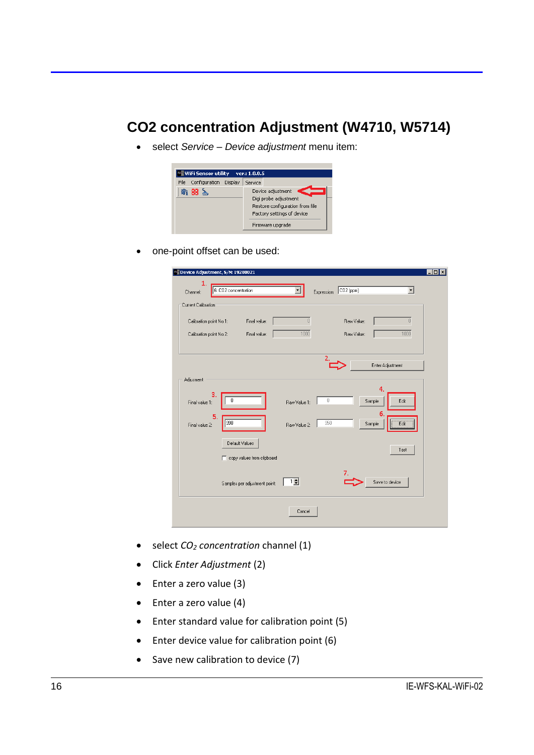## CO2 concentration Adjustment (W4710, W5714)

- select *Service – Device adjustment* menu item:

- one-point offset can be used:

- select *$CO_2$ concentration* channel (1)
- Click *Enter Adjustment* (2)
- Enter a zero value (3)
- Enter a zero value (4)
- Enter standard value for calibration point (5)
- Enter device value for calibration point (6)
- Save new calibration to device (7)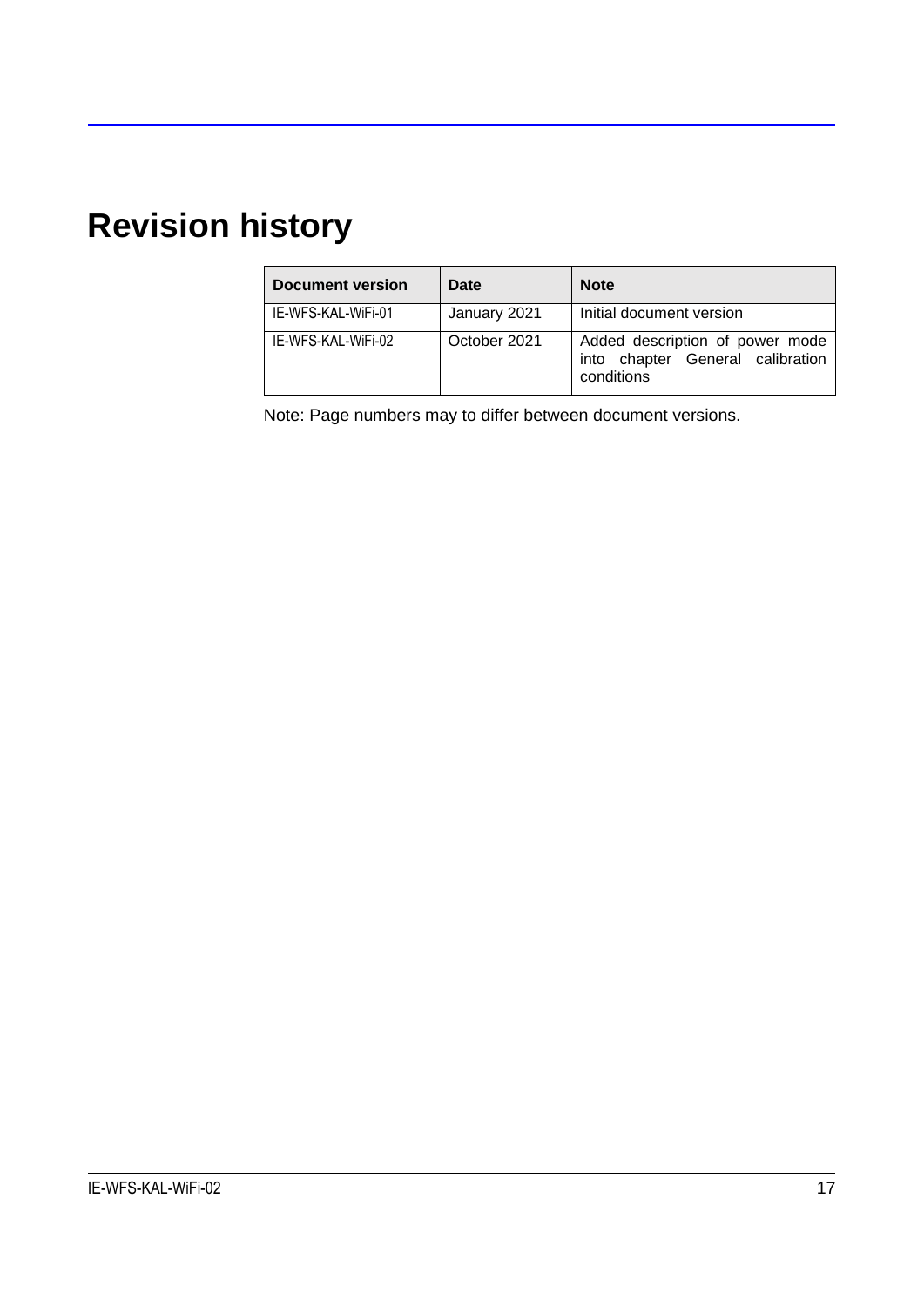# Revision history

| Document version | Date | Note |
| --- | --- | --- |
| IE-WFS-KAL-WiFi-01 | January 2021 | Initial document version |
| IE-WFS-KAL-WiFi-02 | October 2021 | Added description of power mode into chapter General calibration conditions |

Note: Page numbers may to differ between document versions.